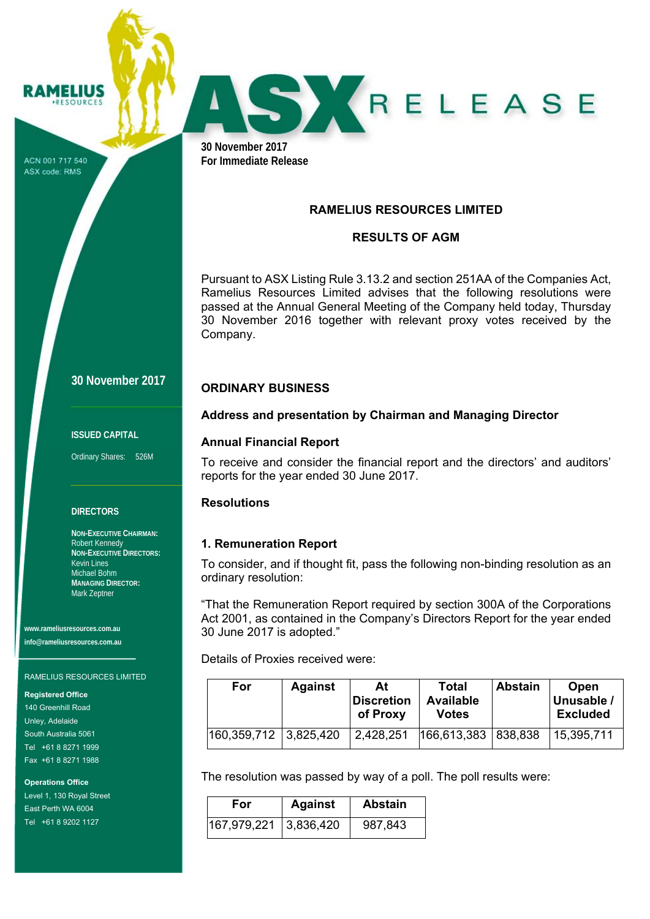RAMELIUS RESOURCES

ACN 001 717 540
ASX code: RMS

# ASX RELEASE

**30 November 2017**
**For Immediate Release**

**30 November 2017**

**ISSUED CAPITAL**

Ordinary Shares: 526M

**DIRECTORS**

**NON-EXECUTIVE CHAIRMAN:**
Robert Kennedy
**NON-EXECUTIVE DIRECTORS:**
Kevin Lines
Michael Bohm
**MANAGING DIRECTOR:**
Mark Zeptner

**www.rameliusresources.com.au**
**info@rameliusresources.com.au**

RAMELIUS RESOURCES LIMITED

**Registered Office**
140 Greenhill Road
Unley, Adelaide
South Australia 5061
Tel +61 8 8271 1999
Fax +61 8 8271 1988

**Operations Office**
Level 1, 130 Royal Street
East Perth WA 6004
Tel +61 8 9202 1127

## RAMELIUS RESOURCES LIMITED

## RESULTS OF AGM

Pursuant to ASX Listing Rule 3.13.2 and section 251AA of the Companies Act, Ramelius Resources Limited advises that the following resolutions were passed at the Annual General Meeting of the Company held today, Thursday 30 November 2016 together with relevant proxy votes received by the Company.

## ORDINARY BUSINESS

### Address and presentation by Chairman and Managing Director

### Annual Financial Report

To receive and consider the financial report and the directors' and auditors' reports for the year ended 30 June 2017.

### Resolutions

### 1. Remuneration Report

To consider, and if thought fit, pass the following non-binding resolution as an ordinary resolution:

"That the Remuneration Report required by section 300A of the Corporations Act 2001, as contained in the Company's Directors Report for the year ended 30 June 2017 is adopted."

Details of Proxies received were:

| For | Against | At Discretion of Proxy | Total Available Votes | Abstain | Open Unusable / Excluded |
|---|---|---|---|---|---|
| 160,359,712 | 3,825,420 | 2,428,251 | 166,613,383 | 838,838 | 15,395,711 |

The resolution was passed by way of a poll. The poll results were:

| For | Against | Abstain |
|---|---|---|
| 167,979,221 | 3,836,420 | 987,843 |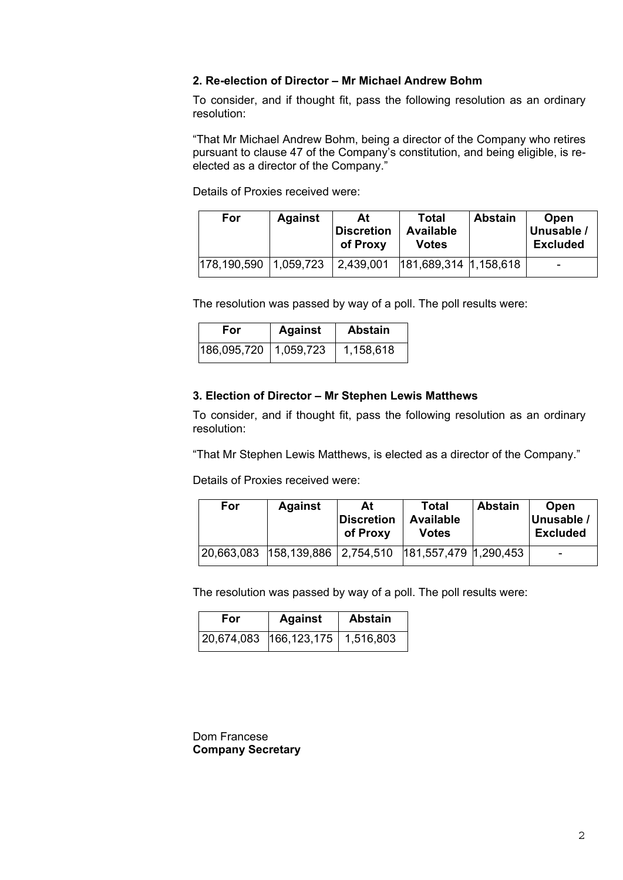**2. Re-election of Director – Mr Michael Andrew Bohm**

To consider, and if thought fit, pass the following resolution as an ordinary resolution:

"That Mr Michael Andrew Bohm, being a director of the Company who retires pursuant to clause 47 of the Company's constitution, and being eligible, is re-elected as a director of the Company."

Details of Proxies received were:

| For | Against | At Discretion of Proxy | Total Available Votes | Abstain | Open Unusable / Excluded |
|---|---|---|---|---|---|
| 178,190,590 | 1,059,723 | 2,439,001 | 181,689,314 | 1,158,618 | - |

The resolution was passed by way of a poll. The poll results were:

| For | Against | Abstain |
|---|---|---|
| 186,095,720 | 1,059,723 | 1,158,618 |

**3. Election of Director – Mr Stephen Lewis Matthews**

To consider, and if thought fit, pass the following resolution as an ordinary resolution:

"That Mr Stephen Lewis Matthews, is elected as a director of the Company."

Details of Proxies received were:

| For | Against | At Discretion of Proxy | Total Available Votes | Abstain | Open Unusable / Excluded |
|---|---|---|---|---|---|
| 20,663,083 | 158,139,886 | 2,754,510 | 181,557,479 | 1,290,453 | - |

The resolution was passed by way of a poll. The poll results were:

| For | Against | Abstain |
|---|---|---|
| 20,674,083 | 166,123,175 | 1,516,803 |

Dom Francese
**Company Secretary**